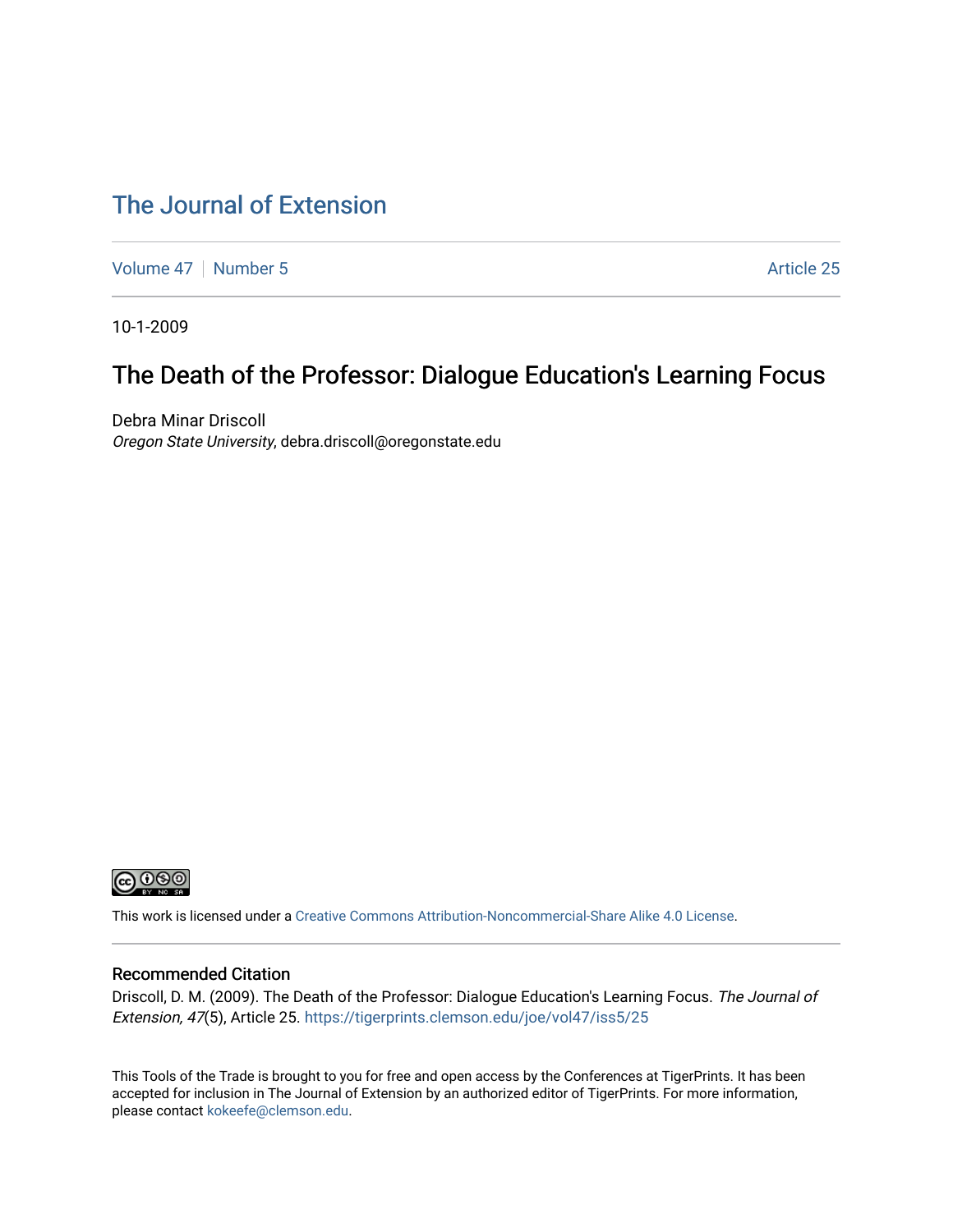# The Journal of Extension

Volume 47 | Number 5 | Article 25

10-1-2009

## The Death of the Professor: Dialogue Education's Learning Focus

Debra Minar Driscoll
*Oregon State University*, debra.driscoll@oregonstate.edu

This work is licensed under a Creative Commons Attribution-Noncommercial-Share Alike 4.0 License.

### Recommended Citation

Driscoll, D. M. (2009). The Death of the Professor: Dialogue Education's Learning Focus. *The Journal of Extension, 47*(5), Article 25. https://tigerprints.clemson.edu/joe/vol47/iss5/25

This Tools of the Trade is brought to you for free and open access by the Conferences at TigerPrints. It has been accepted for inclusion in The Journal of Extension by an authorized editor of TigerPrints. For more information, please contact kokeefe@clemson.edu.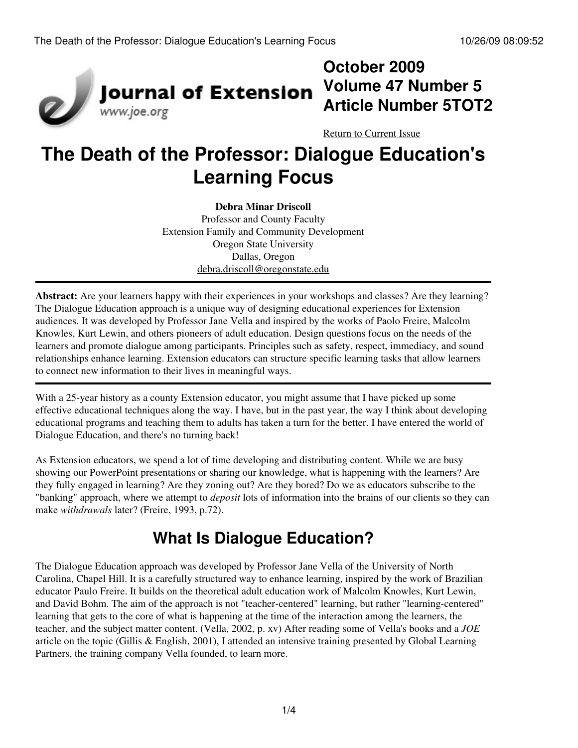# The Death of the Professor: Dialogue Education's Learning Focus

**Debra Minar Driscoll**  
Professor and County Faculty  
Extension Family and Community Development  
Oregon State University  
Dallas, Oregon  
debra.driscoll@oregonstate.edu

**Abstract:** Are your learners happy with their experiences in your workshops and classes? Are they learning? The Dialogue Education approach is a unique way of designing educational experiences for Extension audiences. It was developed by Professor Jane Vella and inspired by the works of Paolo Freire, Malcolm Knowles, Kurt Lewin, and others pioneers of adult education. Design questions focus on the needs of the learners and promote dialogue among participants. Principles such as safety, respect, immediacy, and sound relationships enhance learning. Extension educators can structure specific learning tasks that allow learners to connect new information to their lives in meaningful ways.

With a 25-year history as a county Extension educator, you might assume that I have picked up some effective educational techniques along the way. I have, but in the past year, the way I think about developing educational programs and teaching them to adults has taken a turn for the better. I have entered the world of Dialogue Education, and there's no turning back!

As Extension educators, we spend a lot of time developing and distributing content. While we are busy showing our PowerPoint presentations or sharing our knowledge, what is happening with the learners? Are they fully engaged in learning? Are they zoning out? Are they bored? Do we as educators subscribe to the "banking" approach, where we attempt to *deposit* lots of information into the brains of our clients so they can make *withdrawals* later? (Freire, 1993, p.72).

## What Is Dialogue Education?

The Dialogue Education approach was developed by Professor Jane Vella of the University of North Carolina, Chapel Hill. It is a carefully structured way to enhance learning, inspired by the work of Brazilian educator Paulo Freire. It builds on the theoretical adult education work of Malcolm Knowles, Kurt Lewin, and David Bohm. The aim of the approach is not "teacher-centered" learning, but rather "learning-centered" learning that gets to the core of what is happening at the time of the interaction among the learners, the teacher, and the subject matter content. (Vella, 2002, p. xv) After reading some of Vella's books and a *JOE* article on the topic (Gillis & English, 2001), I attended an intensive training presented by Global Learning Partners, the training company Vella founded, to learn more.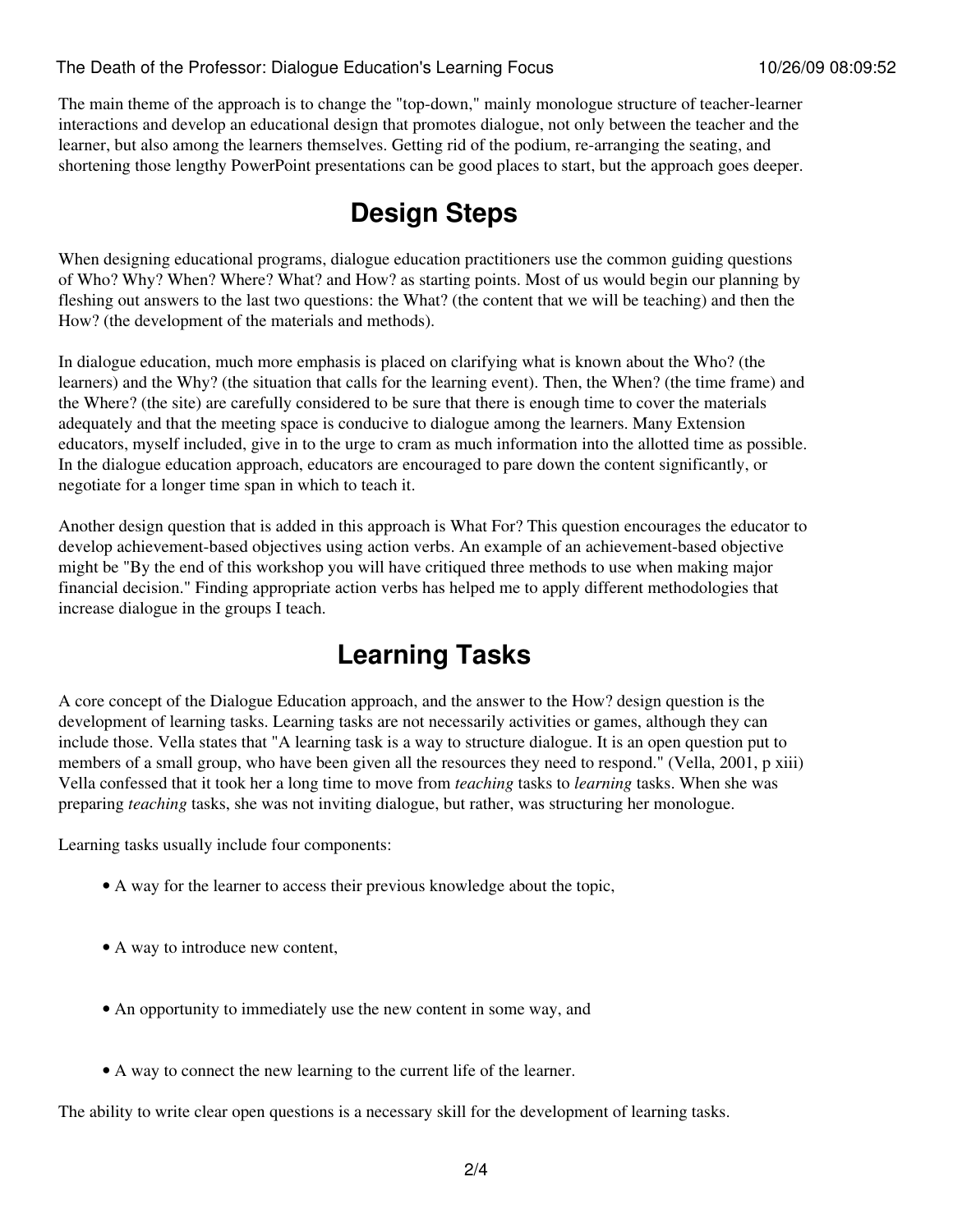The main theme of the approach is to change the "top-down," mainly monologue structure of teacher-learner interactions and develop an educational design that promotes dialogue, not only between the teacher and the learner, but also among the learners themselves. Getting rid of the podium, re-arranging the seating, and shortening those lengthy PowerPoint presentations can be good places to start, but the approach goes deeper.

## Design Steps

When designing educational programs, dialogue education practitioners use the common guiding questions of Who? Why? When? Where? What? and How? as starting points. Most of us would begin our planning by fleshing out answers to the last two questions: the What? (the content that we will be teaching) and then the How? (the development of the materials and methods).

In dialogue education, much more emphasis is placed on clarifying what is known about the Who? (the learners) and the Why? (the situation that calls for the learning event). Then, the When? (the time frame) and the Where? (the site) are carefully considered to be sure that there is enough time to cover the materials adequately and that the meeting space is conducive to dialogue among the learners. Many Extension educators, myself included, give in to the urge to cram as much information into the allotted time as possible. In the dialogue education approach, educators are encouraged to pare down the content significantly, or negotiate for a longer time span in which to teach it.

Another design question that is added in this approach is What For? This question encourages the educator to develop achievement-based objectives using action verbs. An example of an achievement-based objective might be "By the end of this workshop you will have critiqued three methods to use when making major financial decision." Finding appropriate action verbs has helped me to apply different methodologies that increase dialogue in the groups I teach.

## Learning Tasks

A core concept of the Dialogue Education approach, and the answer to the How? design question is the development of learning tasks. Learning tasks are not necessarily activities or games, although they can include those. Vella states that "A learning task is a way to structure dialogue. It is an open question put to members of a small group, who have been given all the resources they need to respond." (Vella, 2001, p xiii) Vella confessed that it took her a long time to move from *teaching* tasks to *learning* tasks. When she was preparing *teaching* tasks, she was not inviting dialogue, but rather, was structuring her monologue.

Learning tasks usually include four components:

- A way for the learner to access their previous knowledge about the topic,
- A way to introduce new content,
- An opportunity to immediately use the new content in some way, and
- A way to connect the new learning to the current life of the learner.

The ability to write clear open questions is a necessary skill for the development of learning tasks.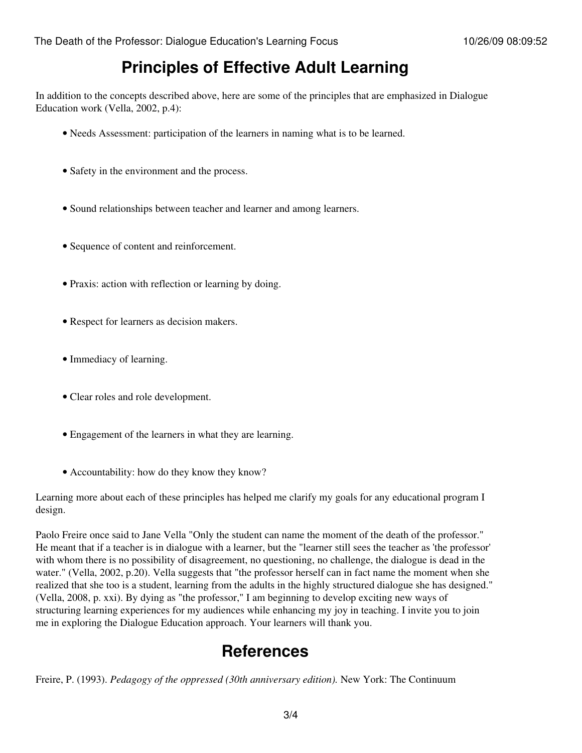## Principles of Effective Adult Learning

In addition to the concepts described above, here are some of the principles that are emphasized in Dialogue Education work (Vella, 2002, p.4):

- Needs Assessment: participation of the learners in naming what is to be learned.
- Safety in the environment and the process.
- Sound relationships between teacher and learner and among learners.
- Sequence of content and reinforcement.
- Praxis: action with reflection or learning by doing.
- Respect for learners as decision makers.
- Immediacy of learning.
- Clear roles and role development.
- Engagement of the learners in what they are learning.
- Accountability: how do they know they know?

Learning more about each of these principles has helped me clarify my goals for any educational program I design.

Paolo Freire once said to Jane Vella "Only the student can name the moment of the death of the professor." He meant that if a teacher is in dialogue with a learner, but the "learner still sees the teacher as 'the professor' with whom there is no possibility of disagreement, no questioning, no challenge, the dialogue is dead in the water." (Vella, 2002, p.20). Vella suggests that "the professor herself can in fact name the moment when she realized that she too is a student, learning from the adults in the highly structured dialogue she has designed." (Vella, 2008, p. xxi). By dying as "the professor," I am beginning to develop exciting new ways of structuring learning experiences for my audiences while enhancing my joy in teaching. I invite you to join me in exploring the Dialogue Education approach. Your learners will thank you.

## References

Freire, P. (1993). *Pedagogy of the oppressed (30th anniversary edition).* New York: The Continuum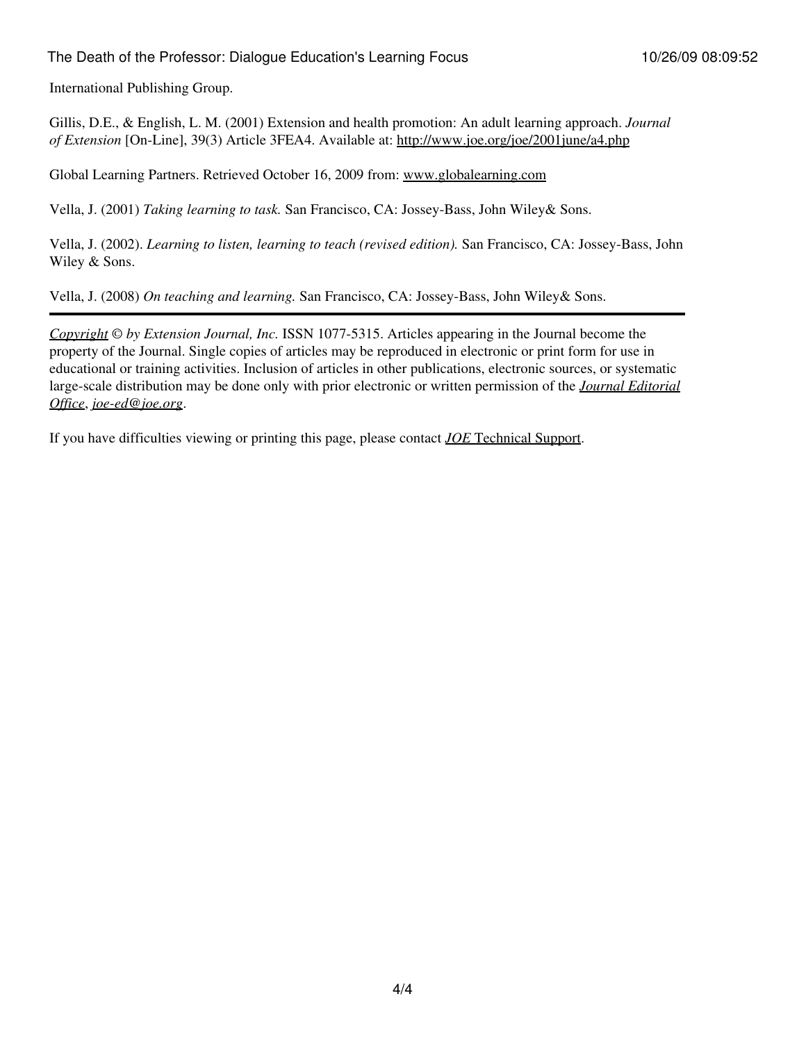International Publishing Group.

Gillis, D.E., & English, L. M. (2001) Extension and health promotion: An adult learning approach. *Journal of Extension* [On-Line], 39(3) Article 3FEA4. Available at: http://www.joe.org/joe/2001june/a4.php

Global Learning Partners. Retrieved October 16, 2009 from: www.globalearning.com

Vella, J. (2001) *Taking learning to task.* San Francisco, CA: Jossey-Bass, John Wiley& Sons.

Vella, J. (2002). *Learning to listen, learning to teach (revised edition).* San Francisco, CA: Jossey-Bass, John Wiley & Sons.

Vella, J. (2008) *On teaching and learning.* San Francisco, CA: Jossey-Bass, John Wiley& Sons.

---

*Copyright* © *by Extension Journal, Inc.* ISSN 1077-5315. Articles appearing in the Journal become the property of the Journal. Single copies of articles may be reproduced in electronic or print form for use in educational or training activities. Inclusion of articles in other publications, electronic sources, or systematic large-scale distribution may be done only with prior electronic or written permission of the *Journal Editorial Office*, *joe-ed@joe.org*.

If you have difficulties viewing or printing this page, please contact *JOE* Technical Support.